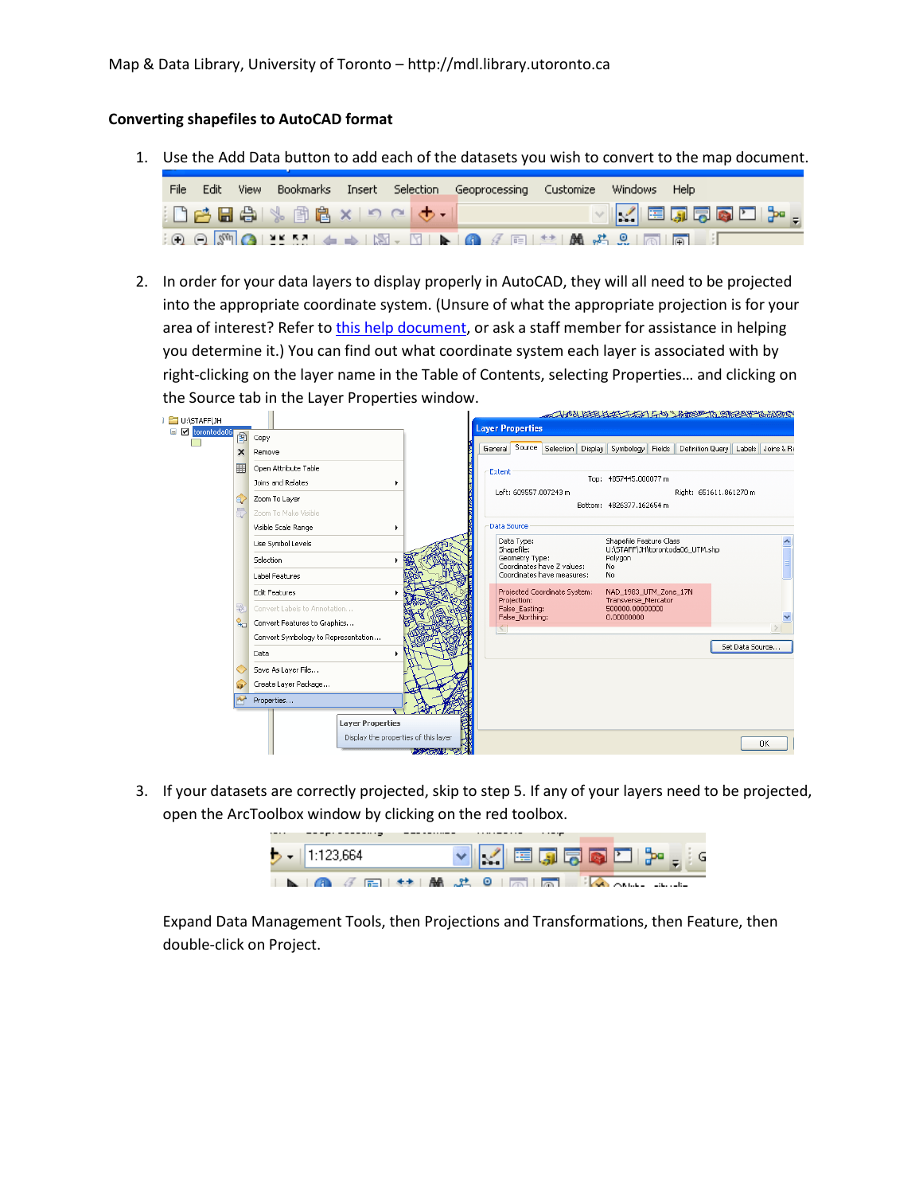## Converting shapefiles to AutoCAD format

1. Use the Add Data button to add each of the datasets you wish to convert to the map document.

2. In order for your data layers to display properly in AutoCAD, they will all need to be projected into the appropriate coordinate system. (Unsure of what the appropriate projection is for your area of interest? Refer to [this help document](), or ask a staff member for assistance in helping you determine it.) You can find out what coordinate system each layer is associated with by right-clicking on the layer name in the Table of Contents, selecting Properties… and clicking on the Source tab in the Layer Properties window.

3. If your datasets are correctly projected, skip to step 5. If any of your layers need to be projected, open the ArcToolbox window by clicking on the red toolbox.

   Expand Data Management Tools, then Projections and Transformations, then Feature, then double-click on Project.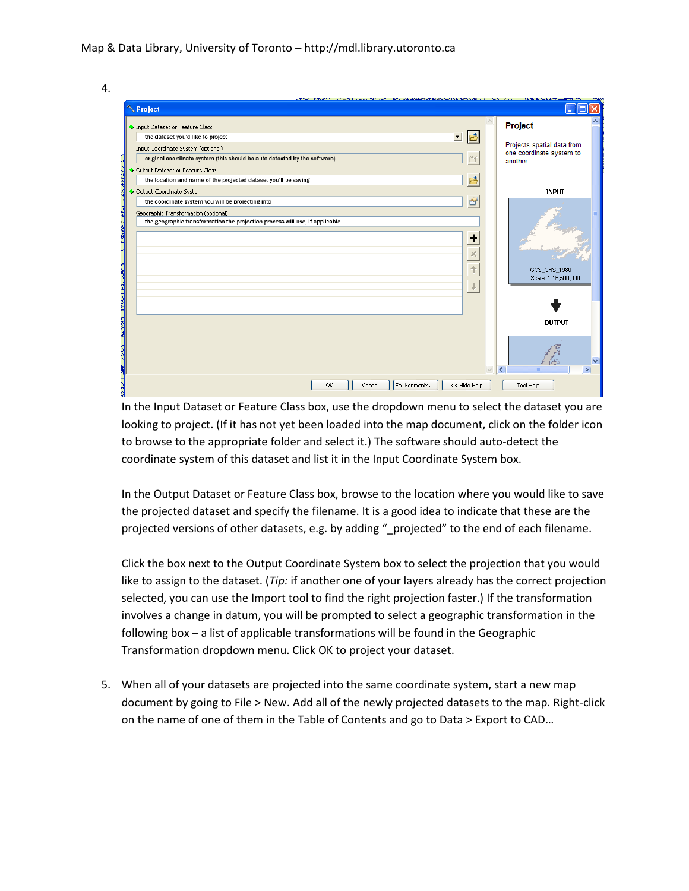4.

In the Input Dataset or Feature Class box, use the dropdown menu to select the dataset you are looking to project. (If it has not yet been loaded into the map document, click on the folder icon to browse to the appropriate folder and select it.) The software should auto-detect the coordinate system of this dataset and list it in the Input Coordinate System box.

In the Output Dataset or Feature Class box, browse to the location where you would like to save the projected dataset and specify the filename. It is a good idea to indicate that these are the projected versions of other datasets, e.g. by adding "_projected" to the end of each filename.

Click the box next to the Output Coordinate System box to select the projection that you would like to assign to the dataset. (*Tip:* if another one of your layers already has the correct projection selected, you can use the Import tool to find the right projection faster.) If the transformation involves a change in datum, you will be prompted to select a geographic transformation in the following box – a list of applicable transformations will be found in the Geographic Transformation dropdown menu. Click OK to project your dataset.

5. When all of your datasets are projected into the same coordinate system, start a new map document by going to File > New. Add all of the newly projected datasets to the map. Right-click on the name of one of them in the Table of Contents and go to Data > Export to CAD…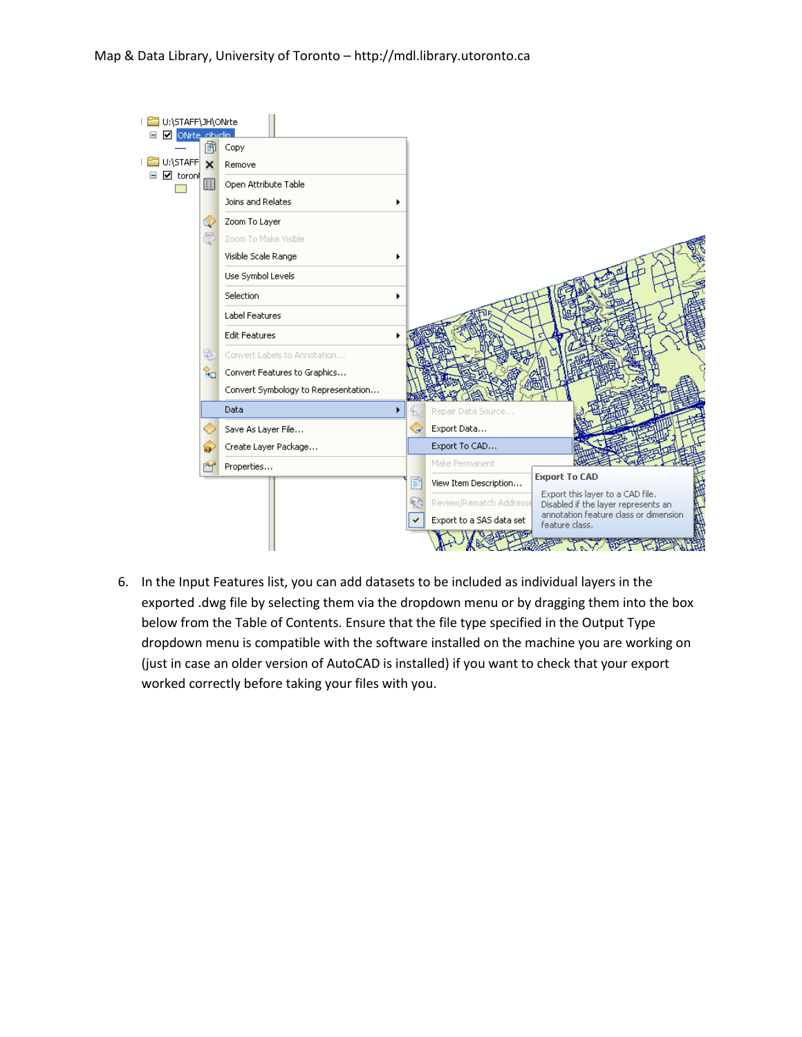6. In the Input Features list, you can add datasets to be included as individual layers in the exported .dwg file by selecting them via the dropdown menu or by dragging them into the box below from the Table of Contents. Ensure that the file type specified in the Output Type dropdown menu is compatible with the software installed on the machine you are working on (just in case an older version of AutoCAD is installed) if you want to check that your export worked correctly before taking your files with you.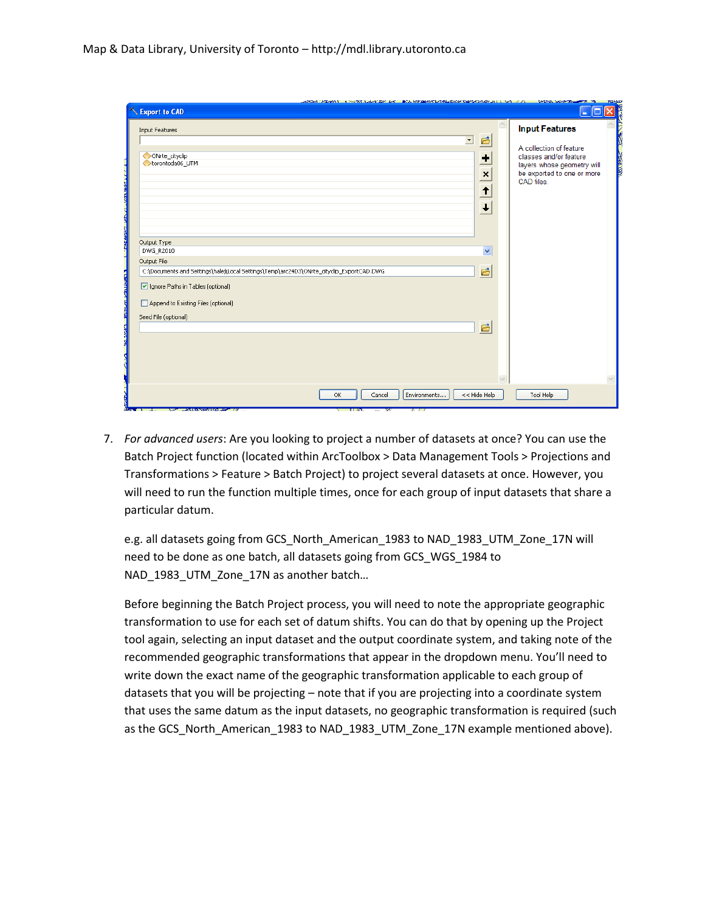7. *For advanced users*: Are you looking to project a number of datasets at once? You can use the Batch Project function (located within ArcToolbox > Data Management Tools > Projections and Transformations > Feature > Batch Project) to project several datasets at once. However, you will need to run the function multiple times, once for each group of input datasets that share a particular datum.

   e.g. all datasets going from GCS_North_American_1983 to NAD_1983_UTM_Zone_17N will need to be done as one batch, all datasets going from GCS_WGS_1984 to NAD_1983_UTM_Zone_17N as another batch…

   Before beginning the Batch Project process, you will need to note the appropriate geographic transformation to use for each set of datum shifts. You can do that by opening up the Project tool again, selecting an input dataset and the output coordinate system, and taking note of the recommended geographic transformations that appear in the dropdown menu. You'll need to write down the exact name of the geographic transformation applicable to each group of datasets that you will be projecting – note that if you are projecting into a coordinate system that uses the same datum as the input datasets, no geographic transformation is required (such as the GCS_North_American_1983 to NAD_1983_UTM_Zone_17N example mentioned above).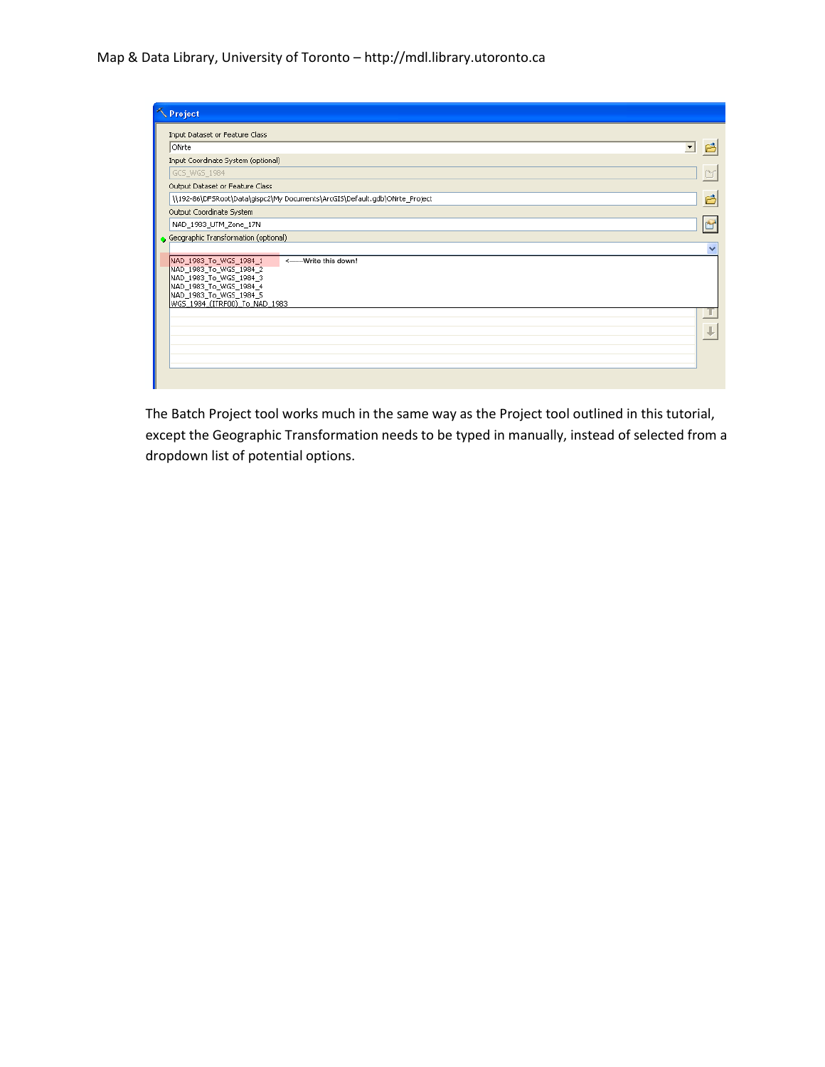The Batch Project tool works much in the same way as the Project tool outlined in this tutorial, except the Geographic Transformation needs to be typed in manually, instead of selected from a dropdown list of potential options.